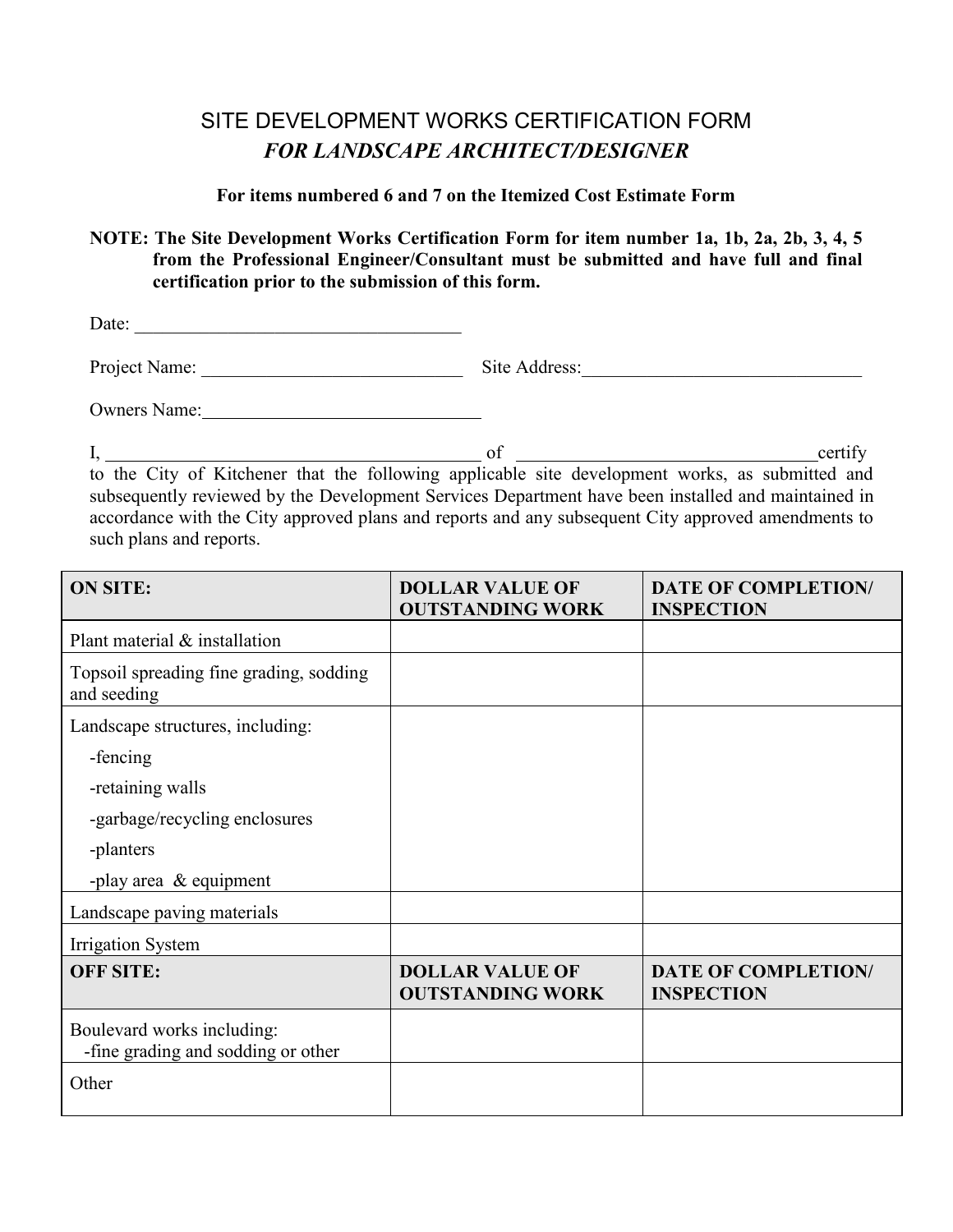# SITE DEVELOPMENT WORKS CERTIFICATION FORM

## *FOR LANDSCAPE ARCHITECT/DESIGNER*

**For items numbered 6 and 7 on the Itemized Cost Estimate Form**

**NOTE: The Site Development Works Certification Form for item number 1a, 1b, 2a, 2b, 3, 4, 5 from the Professional Engineer/Consultant must be submitted and have full and final certification prior to the submission of this form.**

Date: ___________________________________

Project Name: ____________________________ Site Address:______________________________

Owners Name:______________________________

I, _________________________________________ of ________________________________certify to the City of Kitchener that the following applicable site development works, as submitted and subsequently reviewed by the Development Services Department have been installed and maintained in accordance with the City approved plans and reports and any subsequent City approved amendments to such plans and reports.

| **ON SITE:** | **DOLLAR VALUE OF OUTSTANDING WORK** | **DATE OF COMPLETION/ INSPECTION** |
|---|---|---|
| Plant material & installation | | |
| Topsoil spreading fine grading, sodding and seeding | | |
| Landscape structures, including:<br>-fencing<br>-retaining walls<br>-garbage/recycling enclosures<br>-planters<br>-play area & equipment | | |
| Landscape paving materials | | |
| Irrigation System | | |
| **OFF SITE:** | **DOLLAR VALUE OF OUTSTANDING WORK** | **DATE OF COMPLETION/ INSPECTION** |
| Boulevard works including:<br>-fine grading and sodding or other | | |
| Other | | |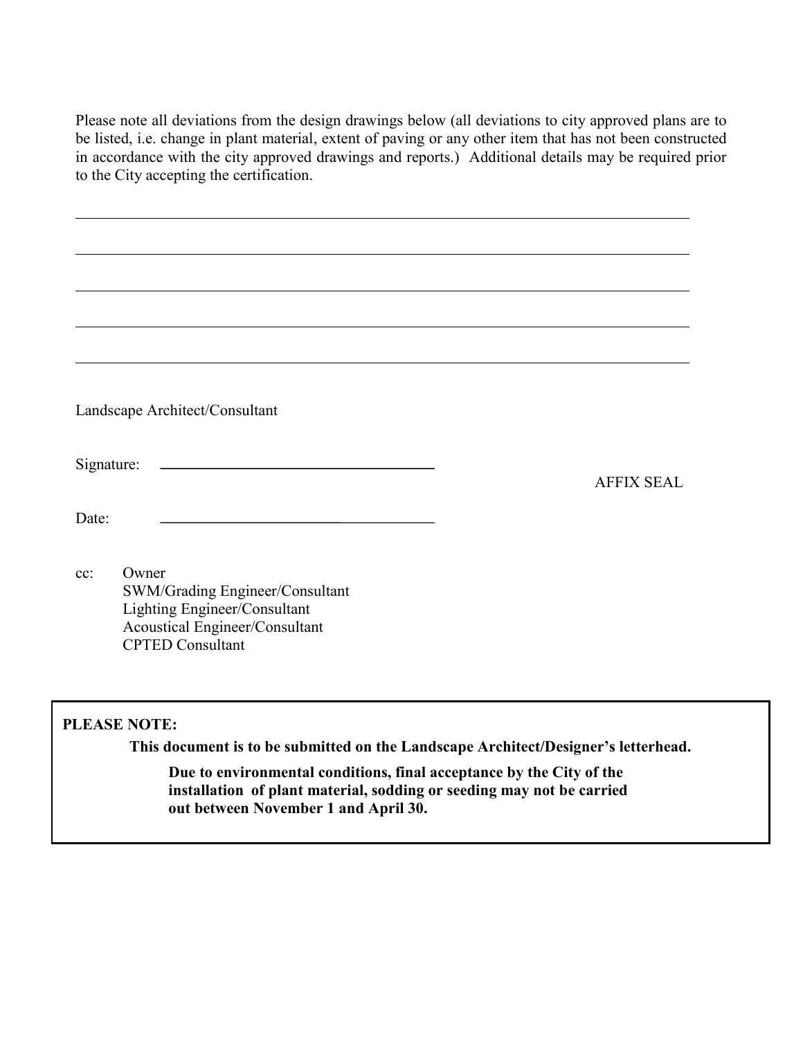Please note all deviations from the design drawings below (all deviations to city approved plans are to be listed, i.e. change in plant material, extent of paving or any other item that has not been constructed in accordance with the city approved drawings and reports.) Additional details may be required prior to the City accepting the certification.

\_\_\_\_\_\_\_\_\_\_\_\_\_\_\_\_\_\_\_\_\_\_\_\_\_\_\_\_\_\_\_\_\_\_\_\_\_\_\_\_\_\_\_\_\_\_\_\_\_\_\_\_\_\_\_\_\_\_\_\_\_\_\_\_\_\_\_\_\_\_\_\_\_\_\_\_

\_\_\_\_\_\_\_\_\_\_\_\_\_\_\_\_\_\_\_\_\_\_\_\_\_\_\_\_\_\_\_\_\_\_\_\_\_\_\_\_\_\_\_\_\_\_\_\_\_\_\_\_\_\_\_\_\_\_\_\_\_\_\_\_\_\_\_\_\_\_\_\_\_\_\_\_

\_\_\_\_\_\_\_\_\_\_\_\_\_\_\_\_\_\_\_\_\_\_\_\_\_\_\_\_\_\_\_\_\_\_\_\_\_\_\_\_\_\_\_\_\_\_\_\_\_\_\_\_\_\_\_\_\_\_\_\_\_\_\_\_\_\_\_\_\_\_\_\_\_\_\_\_

\_\_\_\_\_\_\_\_\_\_\_\_\_\_\_\_\_\_\_\_\_\_\_\_\_\_\_\_\_\_\_\_\_\_\_\_\_\_\_\_\_\_\_\_\_\_\_\_\_\_\_\_\_\_\_\_\_\_\_\_\_\_\_\_\_\_\_\_\_\_\_\_\_\_\_\_

\_\_\_\_\_\_\_\_\_\_\_\_\_\_\_\_\_\_\_\_\_\_\_\_\_\_\_\_\_\_\_\_\_\_\_\_\_\_\_\_\_\_\_\_\_\_\_\_\_\_\_\_\_\_\_\_\_\_\_\_\_\_\_\_\_\_\_\_\_\_\_\_\_\_\_\_

Landscape Architect/Consultant

Signature: \_\_\_\_\_\_\_\_\_\_\_\_\_\_\_\_\_\_\_\_\_\_\_\_\_\_\_\_\_\_\_\_

AFFIX SEAL

Date: \_\_\_\_\_\_\_\_\_\_\_\_\_\_\_\_\_\_\_\_\_\_\_\_\_\_\_\_\_\_\_\_

cc: Owner
SWM/Grading Engineer/Consultant
Lighting Engineer/Consultant
Acoustical Engineer/Consultant
CPTED Consultant

**PLEASE NOTE:**

**This document is to be submitted on the Landscape Architect/Designer's letterhead.**

**Due to environmental conditions, final acceptance by the City of the installation of plant material, sodding or seeding may not be carried out between November 1 and April 30.**